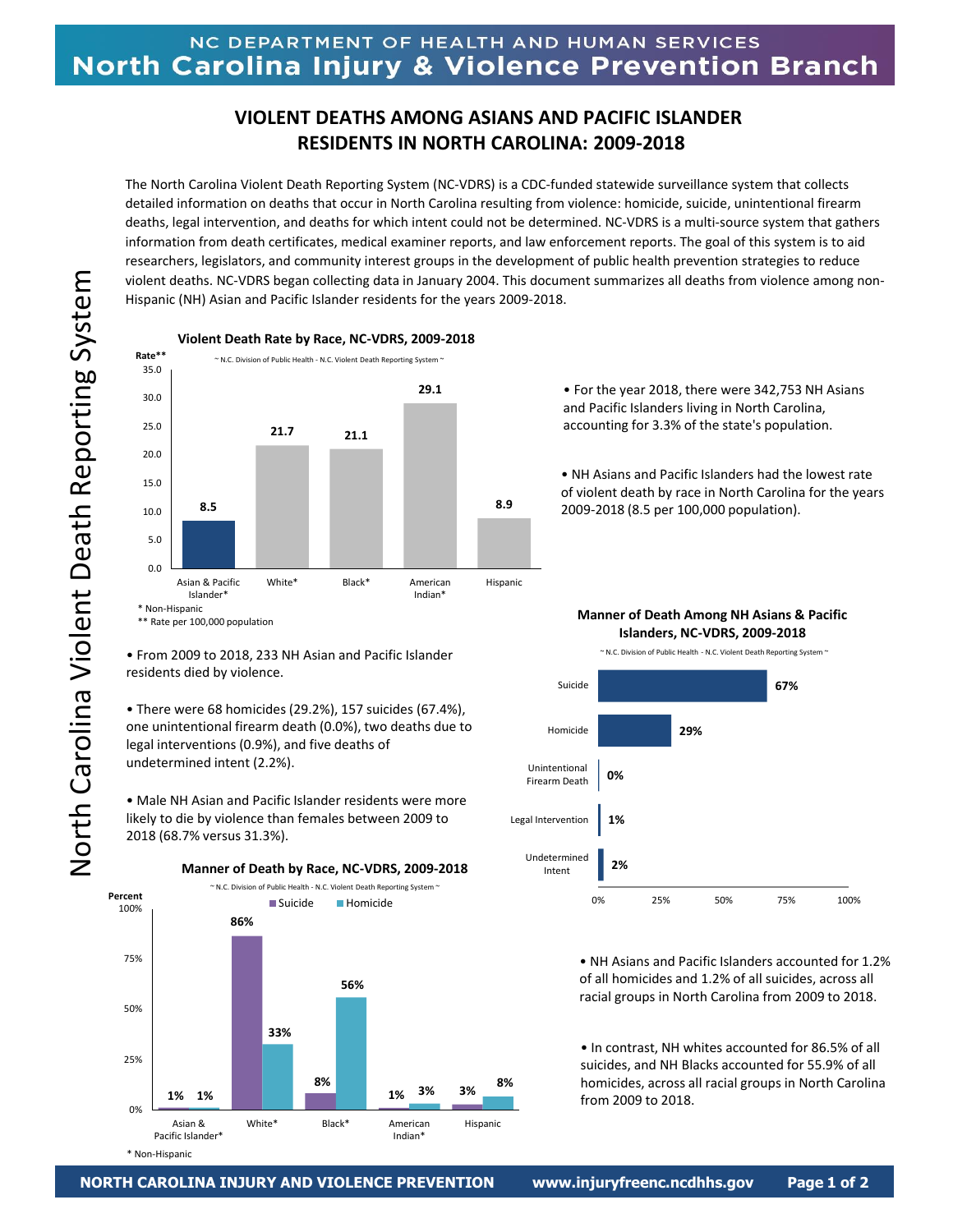NC DEPARTMENT OF HEALTH AND HUMAN SERVICES

**North Carolina Injury & Violence Prevention Branch**

# VIOLENT DEATHS AMONG ASIANS AND PACIFIC ISLANDER RESIDENTS IN NORTH CAROLINA: 2009-2018

The North Carolina Violent Death Reporting System (NC-VDRS) is a CDC-funded statewide surveillance system that collects detailed information on deaths that occur in North Carolina resulting from violence: homicide, suicide, unintentional firearm deaths, legal intervention, and deaths for which intent could not be determined. NC-VDRS is a multi-source system that gathers information from death certificates, medical examiner reports, and law enforcement reports. The goal of this system is to aid researchers, legislators, and community interest groups in the development of public health prevention strategies to reduce violent deaths. NC-VDRS began collecting data in January 2004. This document summarizes all deaths from violence among non-Hispanic (NH) Asian and Pacific Islander residents for the years 2009-2018.

**Violent Death Rate by Race, NC-VDRS, 2009-2018**

~ N.C. Division of Public Health - N.C. Violent Death Reporting System ~

| Race | Rate** |
|---|---|
| Asian & Pacific Islander* | 8.5 |
| White* | 21.7 |
| Black* | 21.1 |
| American Indian* | 29.1 |
| Hispanic | 8.9 |

\* Non-Hispanic
** Rate per 100,000 population

- For the year 2018, there were 342,753 NH Asians and Pacific Islanders living in North Carolina, accounting for 3.3% of the state's population.
- NH Asians and Pacific Islanders had the lowest rate of violent death by race in North Carolina for the years 2009-2018 (8.5 per 100,000 population).
- From 2009 to 2018, 233 NH Asian and Pacific Islander residents died by violence.
- There were 68 homicides (29.2%), 157 suicides (67.4%), one unintentional firearm death (0.0%), two deaths due to legal interventions (0.9%), and five deaths of undetermined intent (2.2%).
- Male NH Asian and Pacific Islander residents were more likely to die by violence than females between 2009 to 2018 (68.7% versus 31.3%).

**Manner of Death Among NH Asians & Pacific Islanders, NC-VDRS, 2009-2018**

~ N.C. Division of Public Health - N.C. Violent Death Reporting System ~

| Manner of Death | Percent |
|---|---|
| Suicide | 67% |
| Homicide | 29% |
| Unintentional Firearm Death | 0% |
| Legal Intervention | 1% |
| Undetermined Intent | 2% |

**Manner of Death by Race, NC-VDRS, 2009-2018**

~ N.C. Division of Public Health - N.C. Violent Death Reporting System ~

| Race | Suicide | Homicide |
|---|---|---|
| Asian & Pacific Islander* | 1% | 1% |
| White* | 86% | 33% |
| Black* | 8% | 56% |
| American Indian* | 1% | 3% |
| Hispanic | 3% | 8% |

\* Non-Hispanic

- NH Asians and Pacific Islanders accounted for 1.2% of all homicides and 1.2% of all suicides, across all racial groups in North Carolina from 2009 to 2018.
- In contrast, NH whites accounted for 86.5% of all suicides, and NH Blacks accounted for 55.9% of all homicides, across all racial groups in North Carolina from 2009 to 2018.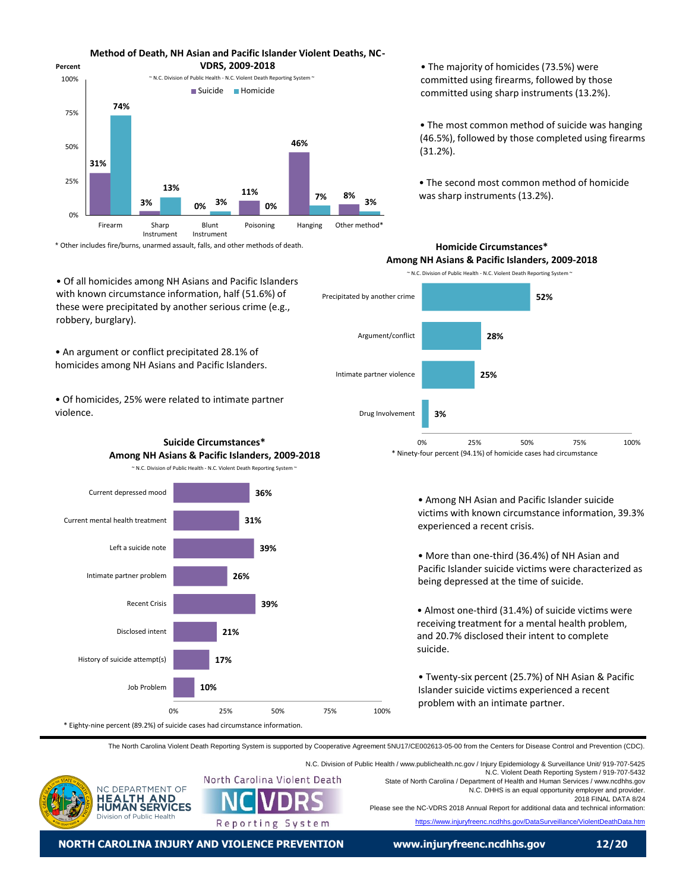### Method of Death, NH Asian and Pacific Islander Violent Deaths, NC-VDRS, 2009-2018

~ N.C. Division of Public Health - N.C. Violent Death Reporting System ~

Percent

100%
75%
50%
25%
0%

Suicide
Homicide

Firearm: 31% 74%
Sharp Instrument: 3% 13%
Blunt Instrument: 0% 3%
Poisoning: 11% 0%
Hanging: 46% 7%
Other method*: 8% 3%

* Other includes fire/burns, unarmed assault, falls, and other methods of death.

- The majority of homicides (73.5%) were committed using firearms, followed by those committed using sharp instruments (13.2%).
- The most common method of suicide was hanging (46.5%), followed by those completed using firearms (31.2%).
- The second most common method of homicide was sharp instruments (13.2%).

- Of all homicides among NH Asians and Pacific Islanders with known circumstance information, half (51.6%) of these were precipitated by another serious crime (e.g., robbery, burglary).
- An argument or conflict precipitated 28.1% of homicides among NH Asians and Pacific Islanders.
- Of homicides, 25% were related to intimate partner violence.

### Homicide Circumstances* Among NH Asians & Pacific Islanders, 2009-2018

~ N.C. Division of Public Health - N.C. Violent Death Reporting System ~

Precipitated by another crime 52%
Argument/conflict 28%
Intimate partner violence 25%
Drug Involvement 3%

0% 25% 50% 75% 100%

* Ninety-four percent (94.1%) of homicide cases had circumstance

### Suicide Circumstances* Among NH Asians & Pacific Islanders, 2009-2018

~ N.C. Division of Public Health - N.C. Violent Death Reporting System ~

Current depressed mood 36%
Current mental health treatment 31%
Left a suicide note 39%
Intimate partner problem 26%
Recent Crisis 39%
Disclosed intent 21%
History of suicide attempt(s) 17%
Job Problem 10%

0% 25% 50% 75% 100%

* Eighty-nine percent (89.2%) of suicide cases had circumstance information.

- Among NH Asian and Pacific Islander suicide victims with known circumstance information, 39.3% experienced a recent crisis.
- More than one-third (36.4%) of NH Asian and Pacific Islander suicide victims were characterized as being depressed at the time of suicide.
- Almost one-third (31.4%) of suicide victims were receiving treatment for a mental health problem, and 20.7% disclosed their intent to complete suicide.
- Twenty-six percent (25.7%) of NH Asian & Pacific Islander suicide victims experienced a recent problem with an intimate partner.

The North Carolina Violent Death Reporting System is supported by Cooperative Agreement 5NU17/CE002613-05-00 from the Centers for Disease Control and Prevention (CDC).

N.C. Division of Public Health / www.publichealth.nc.gov / Injury Epidemiology & Surveillance Unit/ 919-707-5425
N.C. Violent Death Reporting System / 919-707-5432
State of North Carolina / Department of Health and Human Services / www.ncdhhs.gov
N.C. DHHS is an equal opportunity employer and provider.
2018 FINAL DATA 8/24
Please see the NC-VDRS 2018 Annual Report for additional data and technical information:
https://www.injuryfreenc.ncdhhs.gov/DataSurveillance/ViolentDeathData.htm

NC DEPARTMENT OF HEALTH AND HUMAN SERVICES Division of Public Health

North Carolina Violent Death NC VDRS Reporting System

NORTH CAROLINA INJURY AND VIOLENCE PREVENTION www.injuryfreenc.ncdhhs.gov